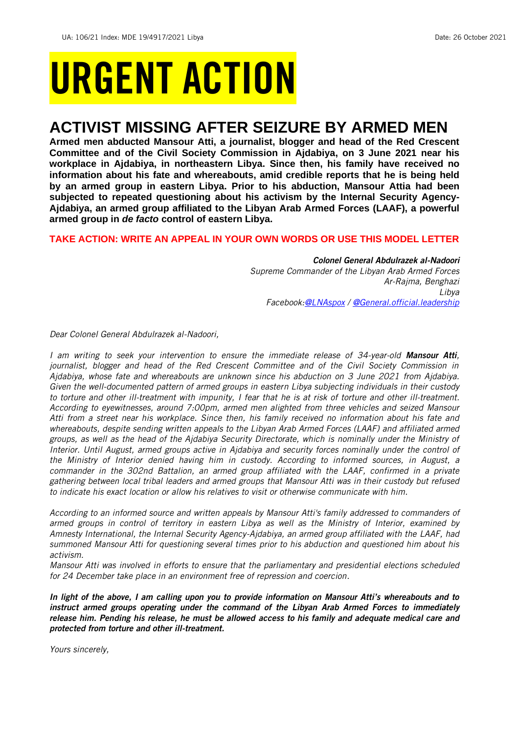UA: 106/21 Index: MDE 19/4917/2021 Libya Date: 26 October 2021

# URGENT ACTION

## ACTIVIST MISSING AFTER SEIZURE BY ARMED MEN

**Armed men abducted Mansour Atti, a journalist, blogger and head of the Red Crescent Committee and of the Civil Society Commission in Ajdabiya, on 3 June 2021 near his workplace in Ajdabiya, in northeastern Libya. Since then, his family have received no information about his fate and whereabouts, amid credible reports that he is being held by an armed group in eastern Libya. Prior to his abduction, Mansour Attia had been subjected to repeated questioning about his activism by the Internal Security Agency-Ajdabiya, an armed group affiliated to the Libyan Arab Armed Forces (LAAF), a powerful armed group in *de facto* control of eastern Libya.**

**TAKE ACTION: WRITE AN APPEAL IN YOUR OWN WORDS OR USE THIS MODEL LETTER**

***Colonel General Abdulrazek al-Nadoori***
*Supreme Commander of the Libyan Arab Armed Forces*
*Ar-Rajma, Benghazi*
*Libya*
*Facebook:@LNAspox / @General.official.leadership*

*Dear Colonel General Abdulrazek al-Nadoori,*

*I am writing to seek your intervention to ensure the immediate release of 34-year-old **Mansour Atti**, journalist, blogger and head of the Red Crescent Committee and of the Civil Society Commission in Ajdabiya, whose fate and whereabouts are unknown since his abduction on 3 June 2021 from Ajdabiya. Given the well-documented pattern of armed groups in eastern Libya subjecting individuals in their custody to torture and other ill-treatment with impunity, I fear that he is at risk of torture and other ill-treatment. According to eyewitnesses, around 7:00pm, armed men alighted from three vehicles and seized Mansour Atti from a street near his workplace. Since then, his family received no information about his fate and whereabouts, despite sending written appeals to the Libyan Arab Armed Forces (LAAF) and affiliated armed groups, as well as the head of the Ajdabiya Security Directorate, which is nominally under the Ministry of Interior. Until August, armed groups active in Ajdabiya and security forces nominally under the control of the Ministry of Interior denied having him in custody. According to informed sources, in August, a commander in the 302nd Battalion, an armed group affiliated with the LAAF, confirmed in a private gathering between local tribal leaders and armed groups that Mansour Atti was in their custody but refused to indicate his exact location or allow his relatives to visit or otherwise communicate with him.*

*According to an informed source and written appeals by Mansour Atti's family addressed to commanders of armed groups in control of territory in eastern Libya as well as the Ministry of Interior, examined by Amnesty International, the Internal Security Agency-Ajdabiya, an armed group affiliated with the LAAF, had summoned Mansour Atti for questioning several times prior to his abduction and questioned him about his activism.*

*Mansour Atti was involved in efforts to ensure that the parliamentary and presidential elections scheduled for 24 December take place in an environment free of repression and coercion.*

***In light of the above, I am calling upon you to provide information on Mansour Atti's whereabouts and to instruct armed groups operating under the command of the Libyan Arab Armed Forces to immediately release him. Pending his release, he must be allowed access to his family and adequate medical care and protected from torture and other ill-treatment.***

*Yours sincerely,*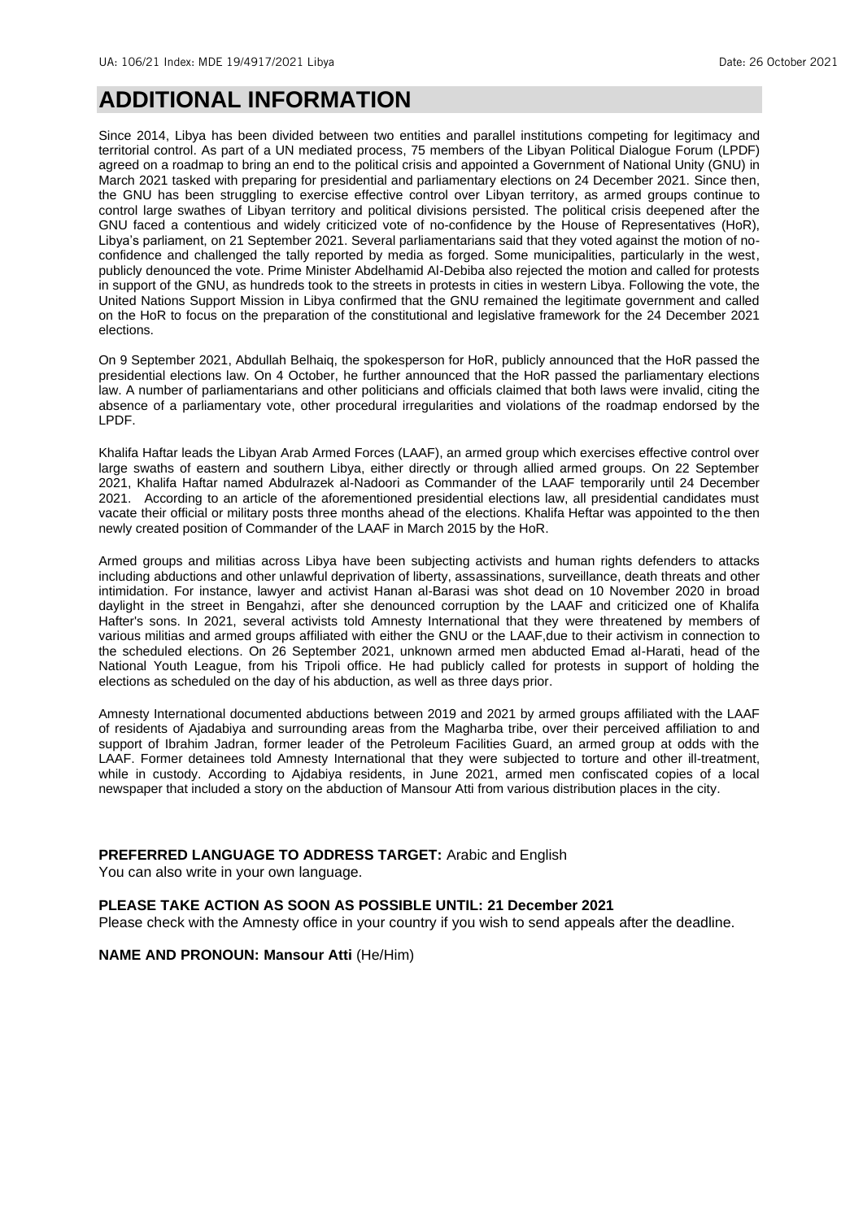# ADDITIONAL INFORMATION

Since 2014, Libya has been divided between two entities and parallel institutions competing for legitimacy and territorial control. As part of a UN mediated process, 75 members of the Libyan Political Dialogue Forum (LPDF) agreed on a roadmap to bring an end to the political crisis and appointed a Government of National Unity (GNU) in March 2021 tasked with preparing for presidential and parliamentary elections on 24 December 2021. Since then, the GNU has been struggling to exercise effective control over Libyan territory, as armed groups continue to control large swathes of Libyan territory and political divisions persisted. The political crisis deepened after the GNU faced a contentious and widely criticized vote of no-confidence by the House of Representatives (HoR), Libya's parliament, on 21 September 2021. Several parliamentarians said that they voted against the motion of no-confidence and challenged the tally reported by media as forged. Some municipalities, particularly in the west, publicly denounced the vote. Prime Minister Abdelhamid Al-Debiba also rejected the motion and called for protests in support of the GNU, as hundreds took to the streets in protests in cities in western Libya. Following the vote, the United Nations Support Mission in Libya confirmed that the GNU remained the legitimate government and called on the HoR to focus on the preparation of the constitutional and legislative framework for the 24 December 2021 elections.

On 9 September 2021, Abdullah Belhaiq, the spokesperson for HoR, publicly announced that the HoR passed the presidential elections law. On 4 October, he further announced that the HoR passed the parliamentary elections law. A number of parliamentarians and other politicians and officials claimed that both laws were invalid, citing the absence of a parliamentary vote, other procedural irregularities and violations of the roadmap endorsed by the LPDF.

Khalifa Haftar leads the Libyan Arab Armed Forces (LAAF), an armed group which exercises effective control over large swaths of eastern and southern Libya, either directly or through allied armed groups. On 22 September 2021, Khalifa Haftar named Abdulrazek al-Nadoori as Commander of the LAAF temporarily until 24 December 2021. According to an article of the aforementioned presidential elections law, all presidential candidates must vacate their official or military posts three months ahead of the elections. Khalifa Heftar was appointed to the then newly created position of Commander of the LAAF in March 2015 by the HoR.

Armed groups and militias across Libya have been subjecting activists and human rights defenders to attacks including abductions and other unlawful deprivation of liberty, assassinations, surveillance, death threats and other intimidation. For instance, lawyer and activist Hanan al-Barasi was shot dead on 10 November 2020 in broad daylight in the street in Bengahzi, after she denounced corruption by the LAAF and criticized one of Khalifa Hafter's sons. In 2021, several activists told Amnesty International that they were threatened by members of various militias and armed groups affiliated with either the GNU or the LAAF,due to their activism in connection to the scheduled elections. On 26 September 2021, unknown armed men abducted Emad al-Harati, head of the National Youth League, from his Tripoli office. He had publicly called for protests in support of holding the elections as scheduled on the day of his abduction, as well as three days prior.

Amnesty International documented abductions between 2019 and 2021 by armed groups affiliated with the LAAF of residents of Ajadabiya and surrounding areas from the Magharba tribe, over their perceived affiliation to and support of Ibrahim Jadran, former leader of the Petroleum Facilities Guard, an armed group at odds with the LAAF. Former detainees told Amnesty International that they were subjected to torture and other ill-treatment, while in custody. According to Ajdabiya residents, in June 2021, armed men confiscated copies of a local newspaper that included a story on the abduction of Mansour Atti from various distribution places in the city.

**PREFERRED LANGUAGE TO ADDRESS TARGET:** Arabic and English
You can also write in your own language.

**PLEASE TAKE ACTION AS SOON AS POSSIBLE UNTIL: 21 December 2021**
Please check with the Amnesty office in your country if you wish to send appeals after the deadline.

**NAME AND PRONOUN: Mansour Atti** (He/Him)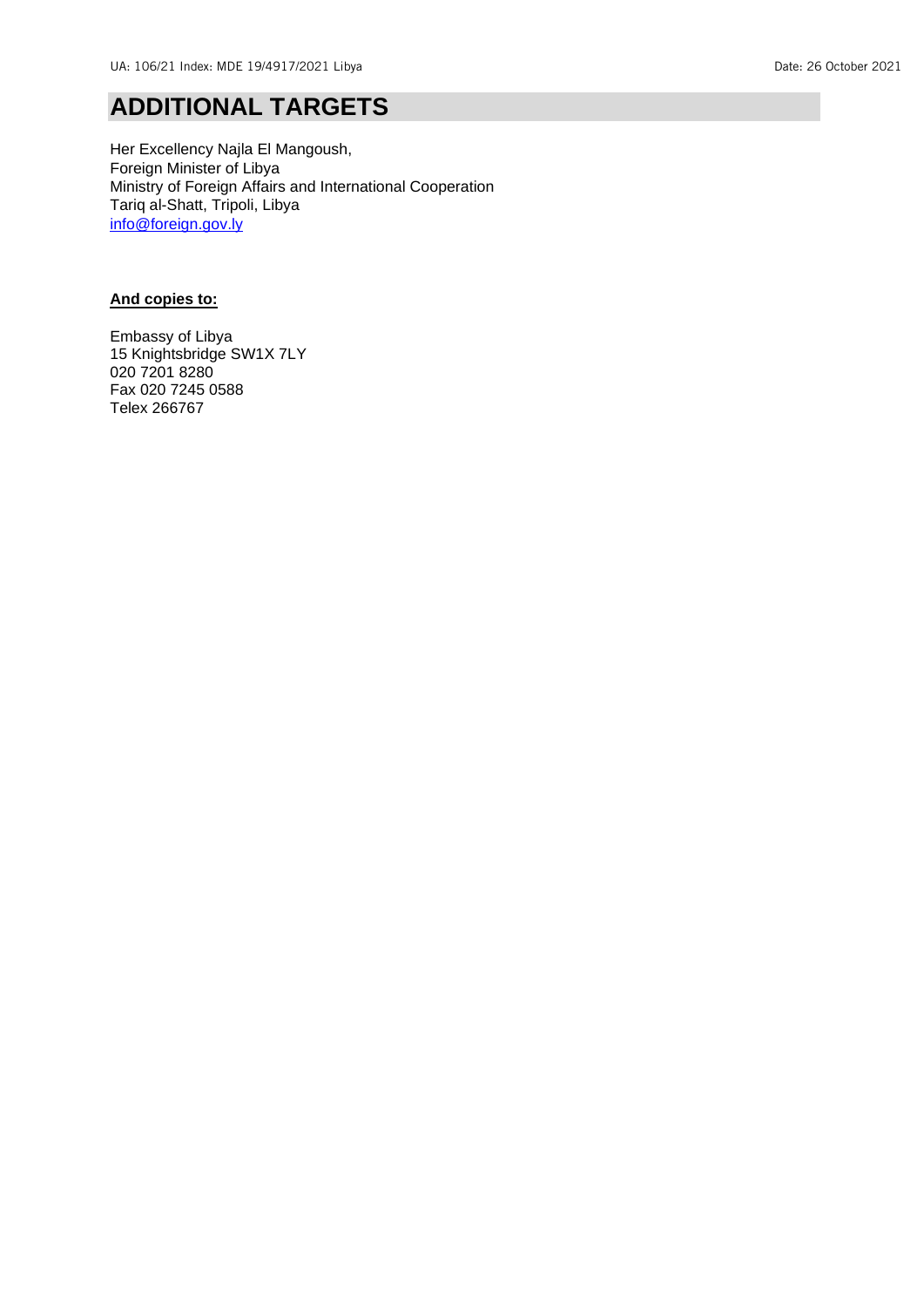# ADDITIONAL TARGETS

Her Excellency Najla El Mangoush,
Foreign Minister of Libya
Ministry of Foreign Affairs and International Cooperation
Tariq al-Shatt, Tripoli, Libya
info@foreign.gov.ly

**And copies to:**

Embassy of Libya
15 Knightsbridge SW1X 7LY
020 7201 8280
Fax 020 7245 0588
Telex 266767